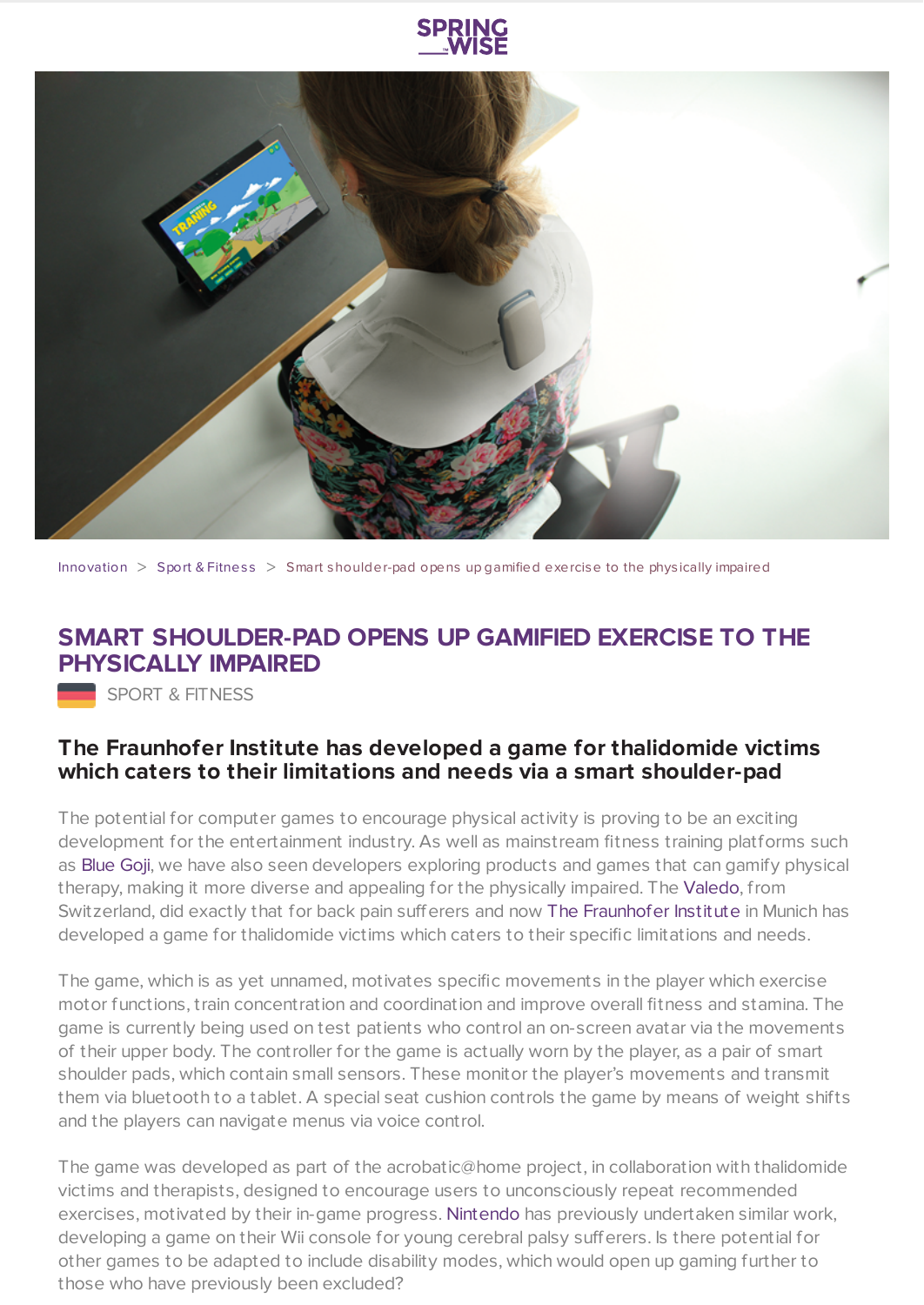Innovation > Sport & Fitness > Smart shoulder-pad opens up gamified exercise to the physically impaired

# SMART SHOULDER-PAD OPENS UP GAMIFIED EXERCISE TO THE PHYSICALLY IMPAIRED

SPORT & FITNESS

## The Fraunhofer Institute has developed a game for thalidomide victims which caters to their limitations and needs via a smart shoulder-pad

The potential for computer games to encourage physical activity is proving to be an exciting development for the entertainment industry. As well as mainstream fitness training platforms such as Blue Goji, we have also seen developers exploring products and games that can gamify physical therapy, making it more diverse and appealing for the physically impaired. The Valedo, from Switzerland, did exactly that for back pain sufferers and now The Fraunhofer Institute in Munich has developed a game for thalidomide victims which caters to their specific limitations and needs.

The game, which is as yet unnamed, motivates specific movements in the player which exercise motor functions, train concentration and coordination and improve overall fitness and stamina. The game is currently being used on test patients who control an on-screen avatar via the movements of their upper body. The controller for the game is actually worn by the player, as a pair of smart shoulder pads, which contain small sensors. These monitor the player's movements and transmit them via bluetooth to a tablet. A special seat cushion controls the game by means of weight shifts and the players can navigate menus via voice control.

The game was developed as part of the acrobatic@home project, in collaboration with thalidomide victims and therapists, designed to encourage users to unconsciously repeat recommended exercises, motivated by their in-game progress. Nintendo has previously undertaken similar work, developing a game on their Wii console for young cerebral palsy sufferers. Is there potential for other games to be adapted to include disability modes, which would open up gaming further to those who have previously been excluded?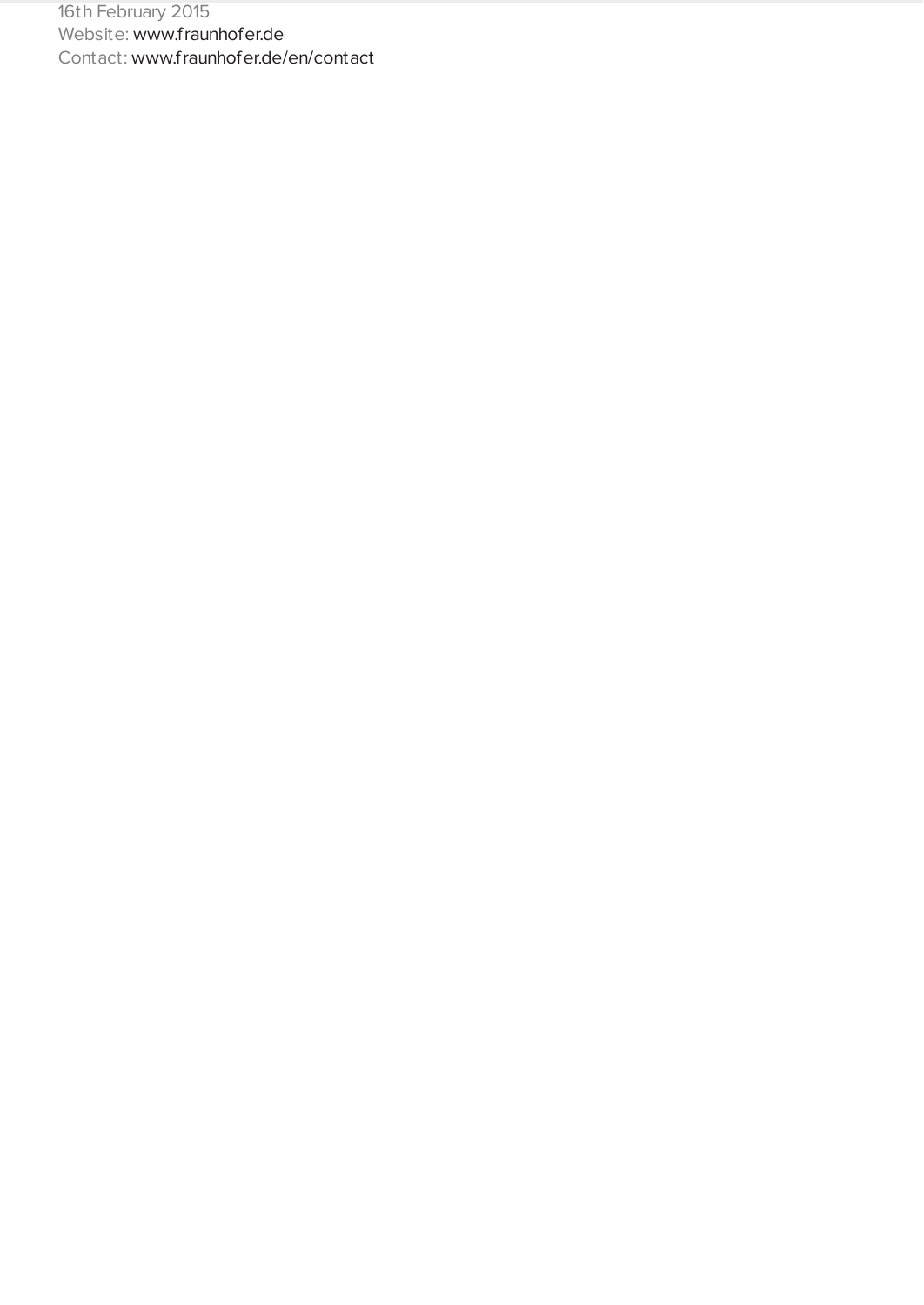16th February 2015
Website: www.fraunhofer.de
Contact: www.fraunhofer.de/en/contact